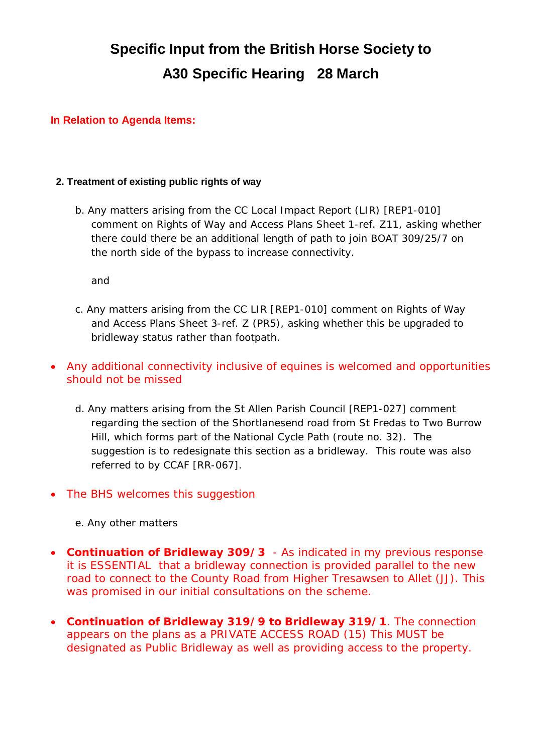# Specific Input from the British Horse Society to A30 Specific Hearing 28 March

**In Relation to Agenda Items:**

**2. Treatment of existing public rights of way**

b. Any matters arising from the CC Local Impact Report (LIR) [REP1-010] comment on Rights of Way and Access Plans Sheet 1-ref. Z11, asking whether there could there be an additional length of path to join BOAT 309/25/7 on the north side of the bypass to increase connectivity.

and

c. Any matters arising from the CC LIR [REP1-010] comment on Rights of Way and Access Plans Sheet 3-ref. Z (PR5), asking whether this be upgraded to bridleway status rather than footpath.

- Any additional connectivity inclusive of equines is welcomed and opportunities should not be missed

d. Any matters arising from the St Allen Parish Council [REP1-027] comment regarding the section of the Shortlanesend road from St Fredas to Two Burrow Hill, which forms part of the National Cycle Path (route no. 32). The suggestion is to redesignate this section as a bridleway. This route was also referred to by CCAF [RR-067].

- The BHS welcomes this suggestion

e. Any other matters

- **Continuation of Bridleway 309/3** - As indicated in my previous response it is ESSENTIAL that a bridleway connection is provided parallel to the new road to connect to the County Road from Higher Tresawsen to Allet (JJ). This was promised in our initial consultations on the scheme.

- **Continuation of Bridleway 319/9 to Bridleway 319/1**. The connection appears on the plans as a PRIVATE ACCESS ROAD (15) This MUST be designated as Public Bridleway as well as providing access to the property.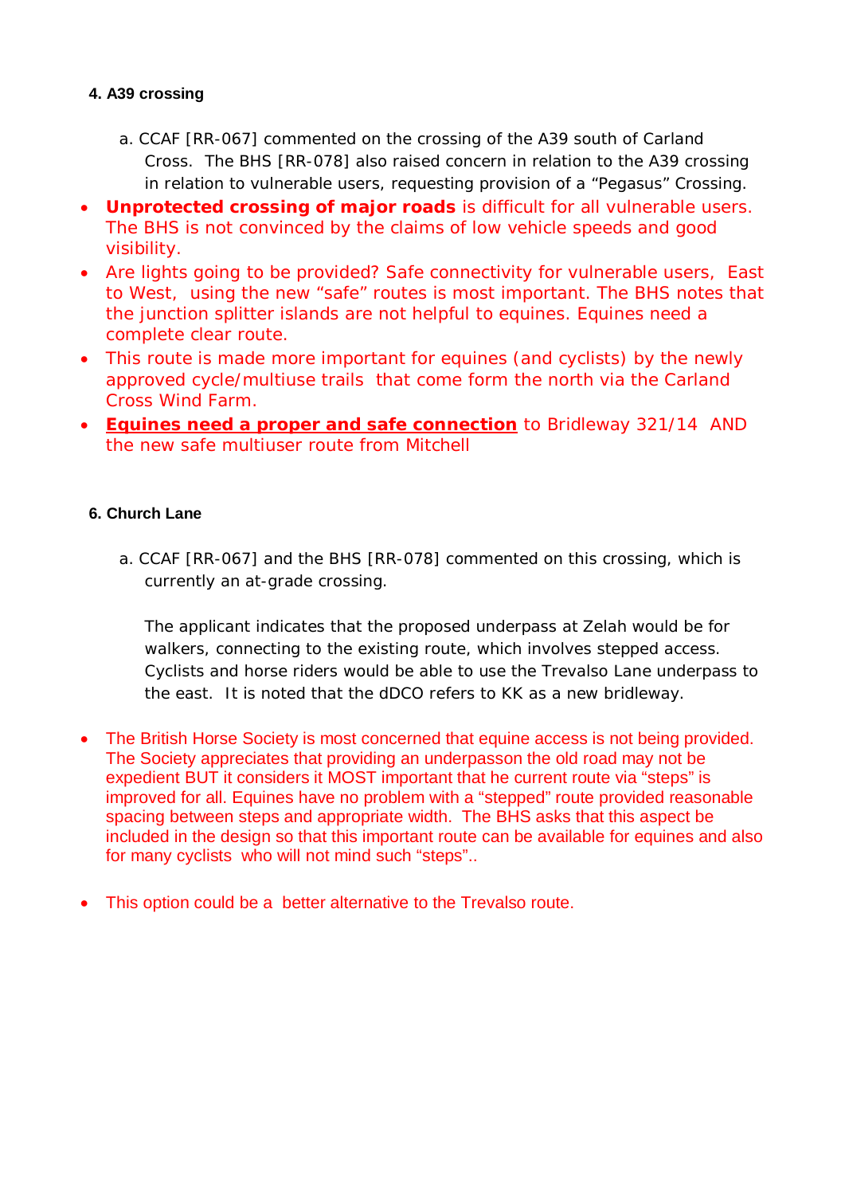#### 4. A39 crossing

a. CCAF [RR-067] commented on the crossing of the A39 south of Carland Cross. The BHS [RR-078] also raised concern in relation to the A39 crossing in relation to vulnerable users, requesting provision of a "Pegasus" Crossing.

- **Unprotected crossing of major roads** is difficult for all vulnerable users. The BHS is not convinced by the claims of low vehicle speeds and good visibility.
- Are lights going to be provided? Safe connectivity for vulnerable users, East to West, using the new "safe" routes is most important. The BHS notes that the junction splitter islands are not helpful to equines. Equines need a complete clear route.
- This route is made more important for equines (and cyclists) by the newly approved cycle/multiuse trails that come form the north via the Carland Cross Wind Farm.
- **<u>Equines need a proper and safe connection</u>** to Bridleway 321/14 AND the new safe multiuser route from Mitchell

#### 6. Church Lane

a. CCAF [RR-067] and the BHS [RR-078] commented on this crossing, which is currently an at-grade crossing.

The applicant indicates that the proposed underpass at Zelah would be for walkers, connecting to the existing route, which involves stepped access. Cyclists and horse riders would be able to use the Trevalso Lane underpass to the east. It is noted that the dDCO refers to KK as a new bridleway.

- The British Horse Society is most concerned that equine access is not being provided. The Society appreciates that providing an underpasson the old road may not be expedient BUT it considers it MOST important that he current route via "steps" is improved for all. Equines have no problem with a "stepped" route provided reasonable spacing between steps and appropriate width. The BHS asks that this aspect be included in the design so that this important route can be available for equines and also for many cyclists who will not mind such "steps"..

- This option could be a better alternative to the Trevalso route.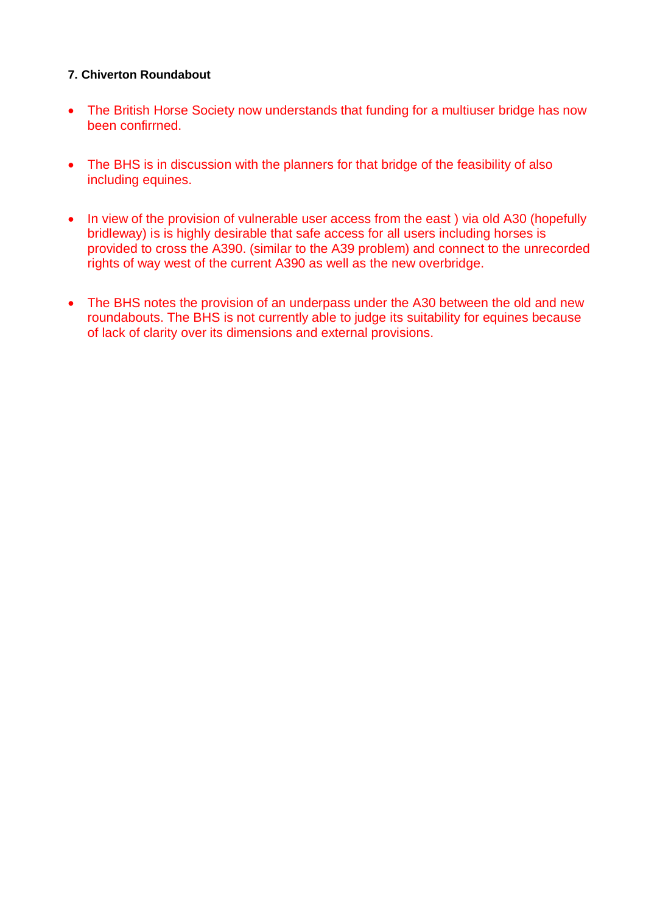**7. Chiverton Roundabout**

- The British Horse Society now understands that funding for a multiuser bridge has now been confirrned.

- The BHS is in discussion with the planners for that bridge of the feasibility of also including equines.

- In view of the provision of vulnerable user access from the east ) via old A30 (hopefully bridleway) is is highly desirable that safe access for all users including horses is provided to cross the A390. (similar to the A39 problem) and connect to the unrecorded rights of way west of the current A390 as well as the new overbridge.

- The BHS notes the provision of an underpass under the A30 between the old and new roundabouts. The BHS is not currently able to judge its suitability for equines because of lack of clarity over its dimensions and external provisions.